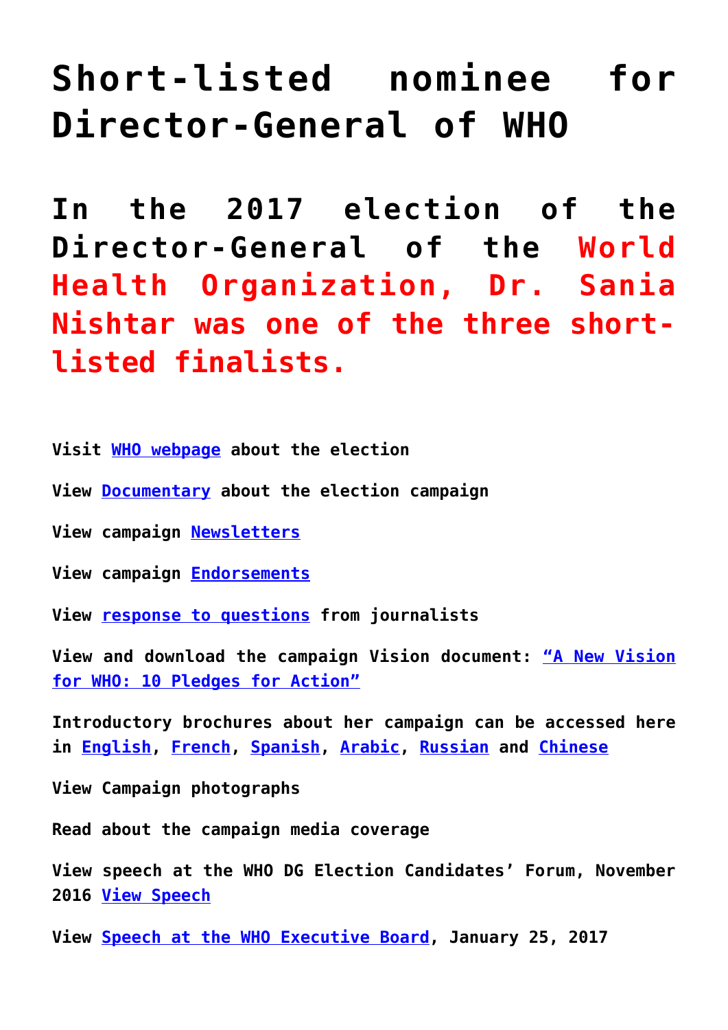# Short-listed nominee for Director-General of WHO

## In the 2017 election of the Director-General of the World Health Organization, Dr. Sania Nishtar was one of the three short-listed finalists.

**Visit WHO webpage about the election**

**View Documentary about the election campaign**

**View campaign Newsletters**

**View campaign Endorsements**

**View response to questions from journalists**

**View and download the campaign Vision document: "A New Vision for WHO: 10 Pledges for Action"**

**Introductory brochures about her campaign can be accessed here in English, French, Spanish, Arabic, Russian and Chinese**

**View Campaign photographs**

**Read about the campaign media coverage**

**View speech at the WHO DG Election Candidates' Forum, November 2016 View Speech**

**View Speech at the WHO Executive Board, January 25, 2017**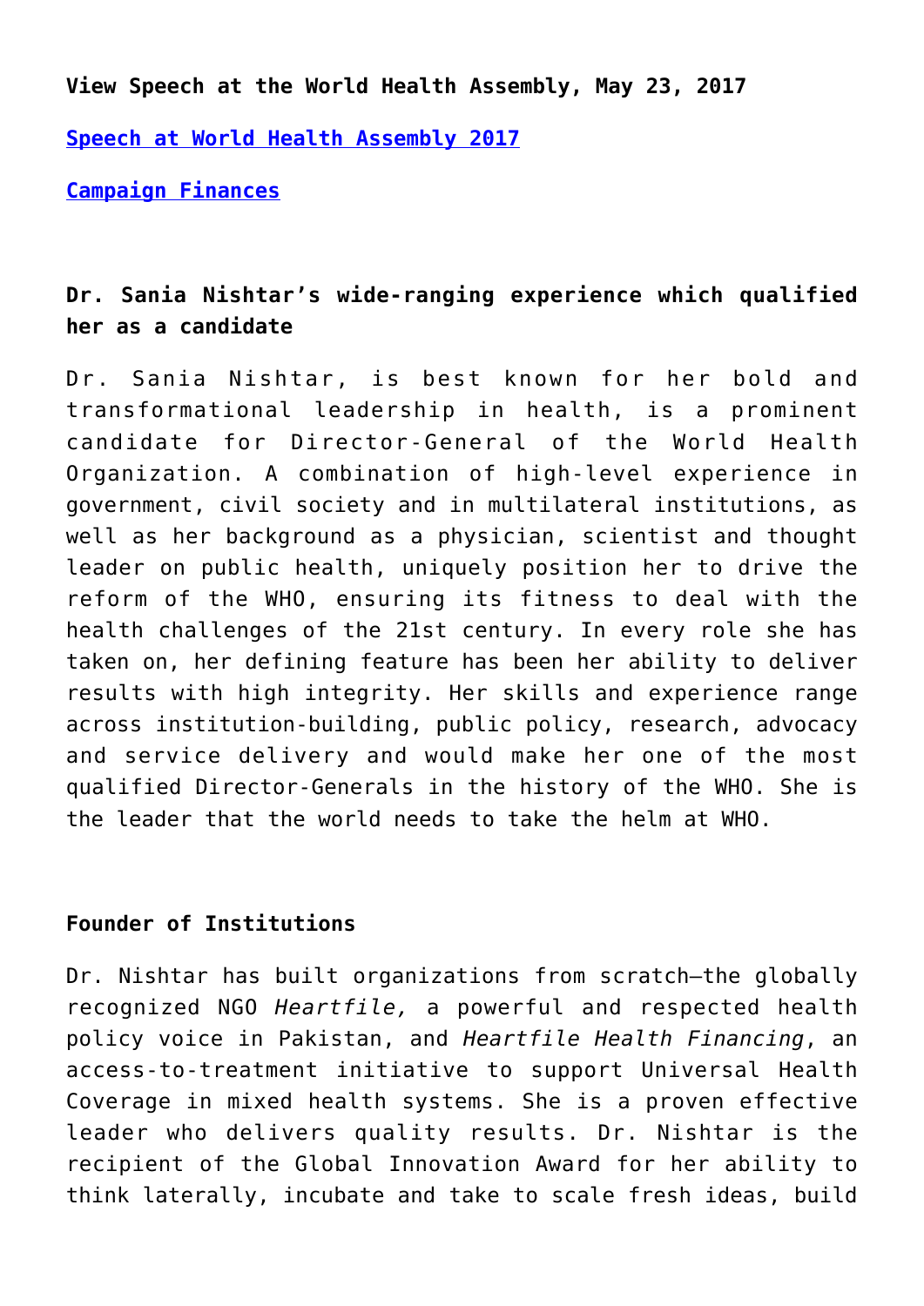**View Speech at the World Health Assembly, May 23, 2017**

[Speech at World Health Assembly 2017]

[Campaign Finances]

**Dr. Sania Nishtar's wide-ranging experience which qualified her as a candidate**

Dr. Sania Nishtar, is best known for her bold and transformational leadership in health, is a prominent candidate for Director-General of the World Health Organization. A combination of high-level experience in government, civil society and in multilateral institutions, as well as her background as a physician, scientist and thought leader on public health, uniquely position her to drive the reform of the WHO, ensuring its fitness to deal with the health challenges of the 21st century. In every role she has taken on, her defining feature has been her ability to deliver results with high integrity. Her skills and experience range across institution-building, public policy, research, advocacy and service delivery and would make her one of the most qualified Director-Generals in the history of the WHO. She is the leader that the world needs to take the helm at WHO.

**Founder of Institutions**

Dr. Nishtar has built organizations from scratch—the globally recognized NGO *Heartfile,* a powerful and respected health policy voice in Pakistan, and *Heartfile Health Financing*, an access-to-treatment initiative to support Universal Health Coverage in mixed health systems. She is a proven effective leader who delivers quality results. Dr. Nishtar is the recipient of the Global Innovation Award for her ability to think laterally, incubate and take to scale fresh ideas, build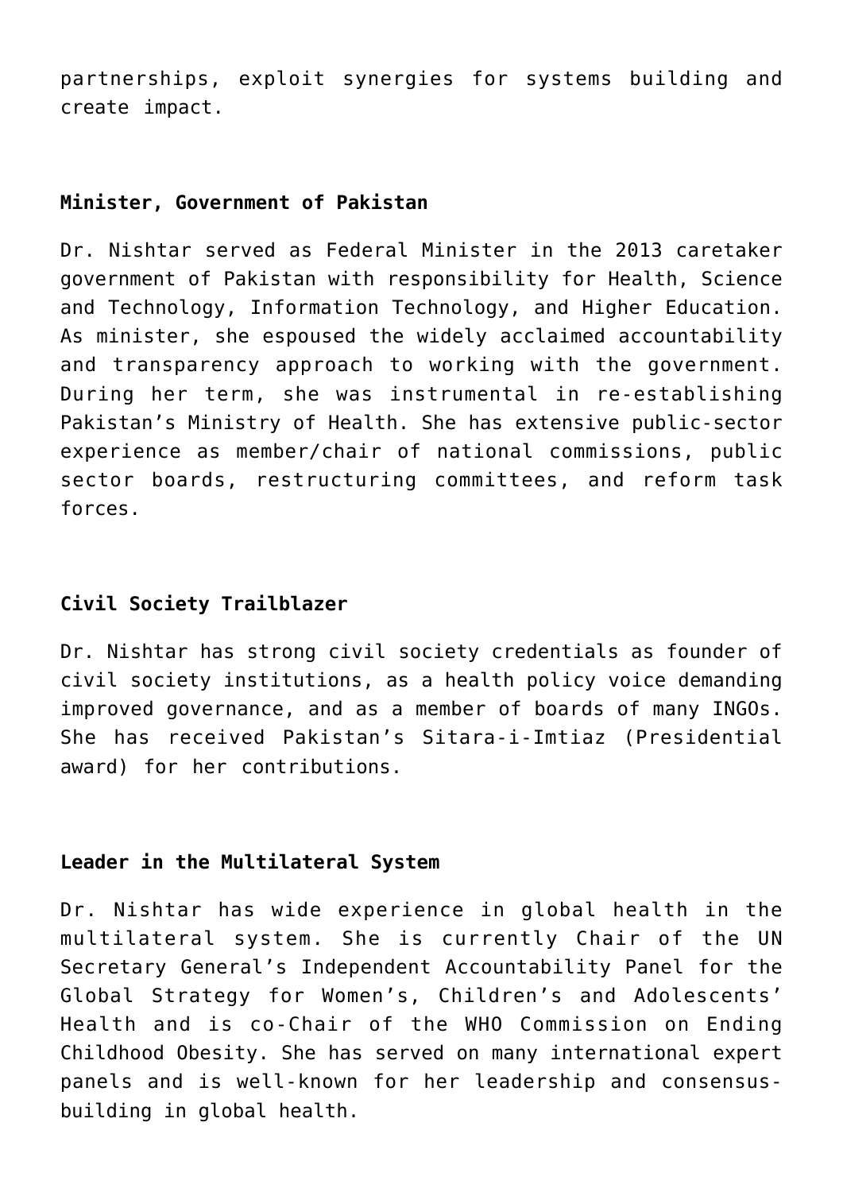partnerships, exploit synergies for systems building and create impact.

**Minister, Government of Pakistan**

Dr. Nishtar served as Federal Minister in the 2013 caretaker government of Pakistan with responsibility for Health, Science and Technology, Information Technology, and Higher Education. As minister, she espoused the widely acclaimed accountability and transparency approach to working with the government. During her term, she was instrumental in re-establishing Pakistan's Ministry of Health. She has extensive public-sector experience as member/chair of national commissions, public sector boards, restructuring committees, and reform task forces.

**Civil Society Trailblazer**

Dr. Nishtar has strong civil society credentials as founder of civil society institutions, as a health policy voice demanding improved governance, and as a member of boards of many INGOs. She has received Pakistan's Sitara-i-Imtiaz (Presidential award) for her contributions.

**Leader in the Multilateral System**

Dr. Nishtar has wide experience in global health in the multilateral system. She is currently Chair of the UN Secretary General's Independent Accountability Panel for the Global Strategy for Women's, Children's and Adolescents' Health and is co-Chair of the WHO Commission on Ending Childhood Obesity. She has served on many international expert panels and is well-known for her leadership and consensus-building in global health.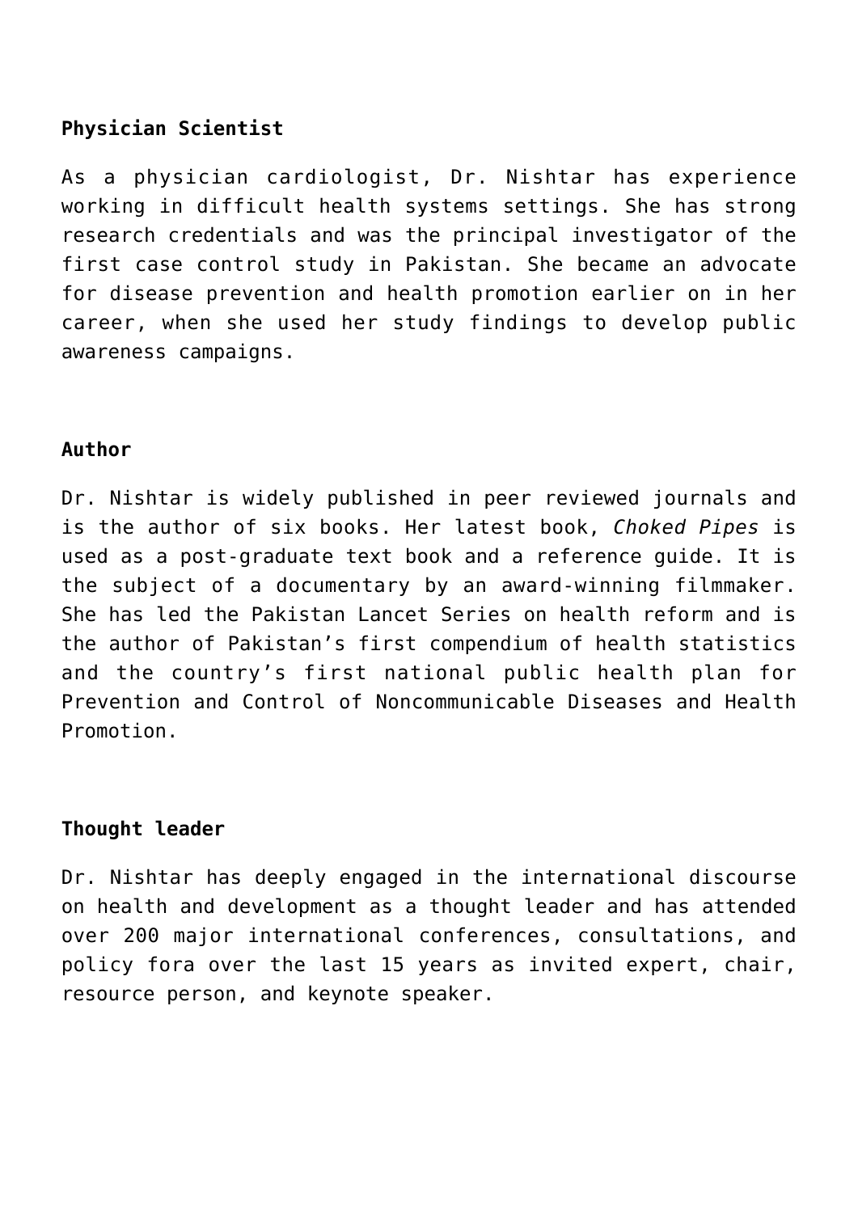**Physician Scientist**

As a physician cardiologist, Dr. Nishtar has experience working in difficult health systems settings. She has strong research credentials and was the principal investigator of the first case control study in Pakistan. She became an advocate for disease prevention and health promotion earlier on in her career, when she used her study findings to develop public awareness campaigns.

**Author**

Dr. Nishtar is widely published in peer reviewed journals and is the author of six books. Her latest book, *Choked Pipes* is used as a post-graduate text book and a reference guide. It is the subject of a documentary by an award-winning filmmaker. She has led the Pakistan Lancet Series on health reform and is the author of Pakistan's first compendium of health statistics and the country's first national public health plan for Prevention and Control of Noncommunicable Diseases and Health Promotion.

**Thought leader**

Dr. Nishtar has deeply engaged in the international discourse on health and development as a thought leader and has attended over 200 major international conferences, consultations, and policy fora over the last 15 years as invited expert, chair, resource person, and keynote speaker.